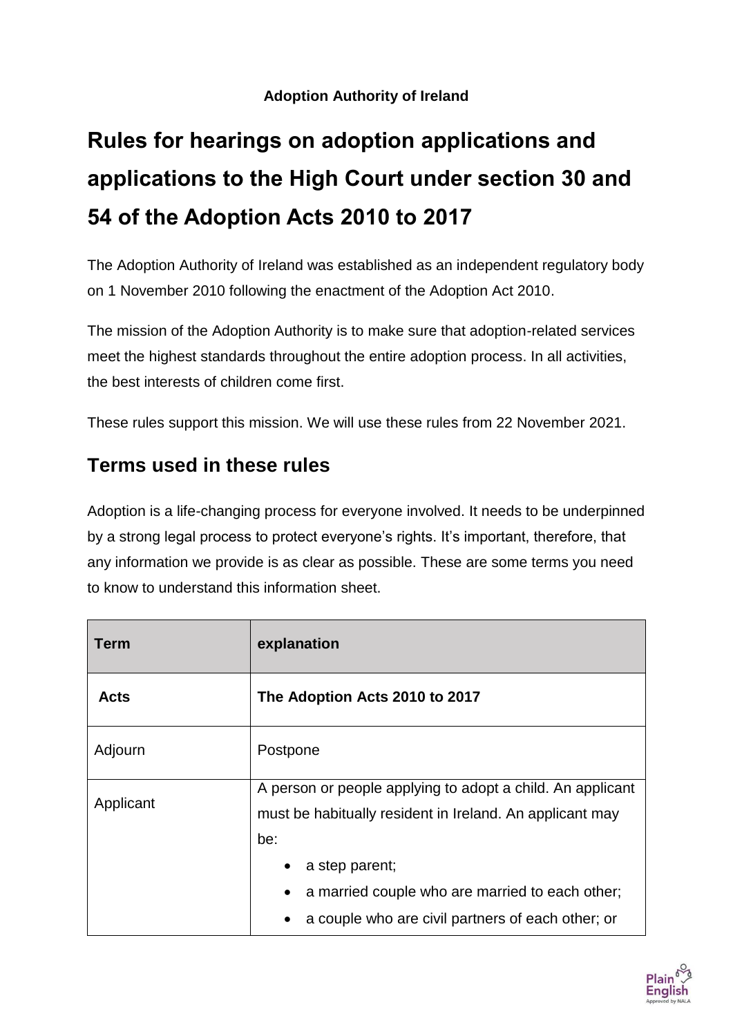**Adoption Authority of Ireland**

# Rules for hearings on adoption applications and applications to the High Court under section 30 and 54 of the Adoption Acts 2010 to 2017

The Adoption Authority of Ireland was established as an independent regulatory body on 1 November 2010 following the enactment of the Adoption Act 2010.

The mission of the Adoption Authority is to make sure that adoption-related services meet the highest standards throughout the entire adoption process. In all activities, the best interests of children come first.

These rules support this mission. We will use these rules from 22 November 2021.

## Terms used in these rules

Adoption is a life-changing process for everyone involved. It needs to be underpinned by a strong legal process to protect everyone's rights. It's important, therefore, that any information we provide is as clear as possible. These are some terms you need to know to understand this information sheet.

| **Term** | **explanation** |
|---|---|
| **Acts** | **The Adoption Acts 2010 to 2017** |
| Adjourn | Postpone |
| Applicant | A person or people applying to adopt a child. An applicant must be habitually resident in Ireland. An applicant may be:<br>• a step parent;<br>• a married couple who are married to each other;<br>• a couple who are civil partners of each other; or |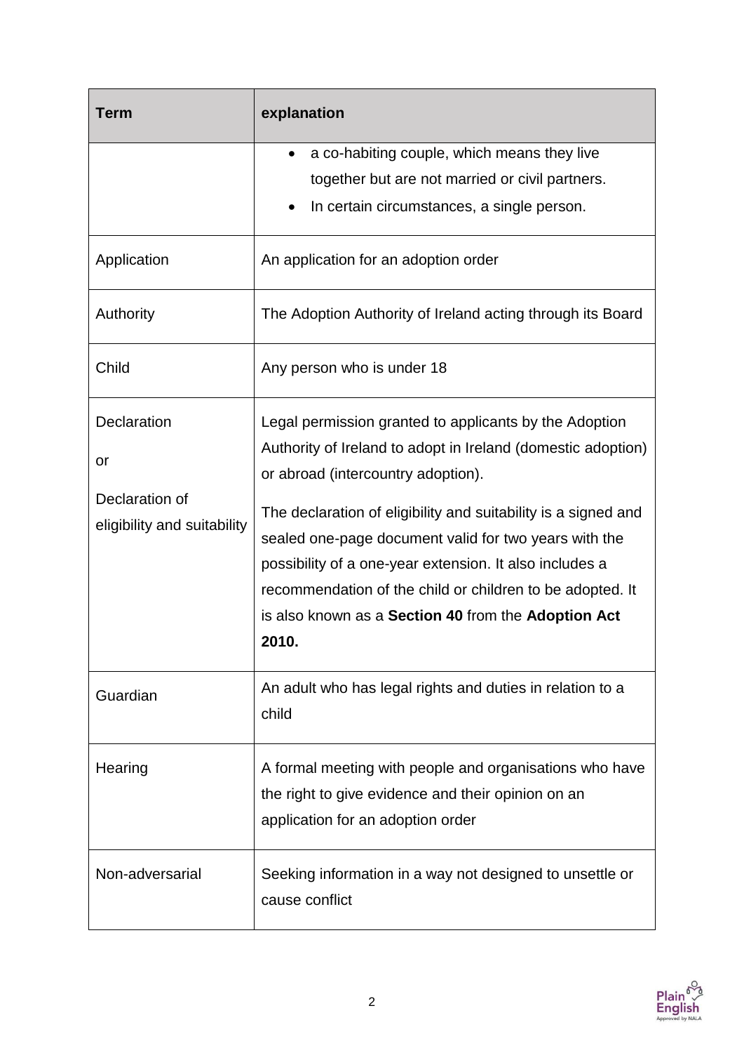| Term | explanation |
| --- | --- |
| | • a co-habiting couple, which means they live together but are not married or civil partners.<br>• In certain circumstances, a single person. |
| Application | An application for an adoption order |
| Authority | The Adoption Authority of Ireland acting through its Board |
| Child | Any person who is under 18 |
| Declaration<br><br>or<br><br>Declaration of eligibility and suitability | Legal permission granted to applicants by the Adoption Authority of Ireland to adopt in Ireland (domestic adoption) or abroad (intercountry adoption).<br><br>The declaration of eligibility and suitability is a signed and sealed one-page document valid for two years with the possibility of a one-year extension. It also includes a recommendation of the child or children to be adopted. It is also known as a **Section 40** from the **Adoption Act 2010.** |
| Guardian | An adult who has legal rights and duties in relation to a child |
| Hearing | A formal meeting with people and organisations who have the right to give evidence and their opinion on an application for an adoption order |
| Non-adversarial | Seeking information in a way not designed to unsettle or cause conflict |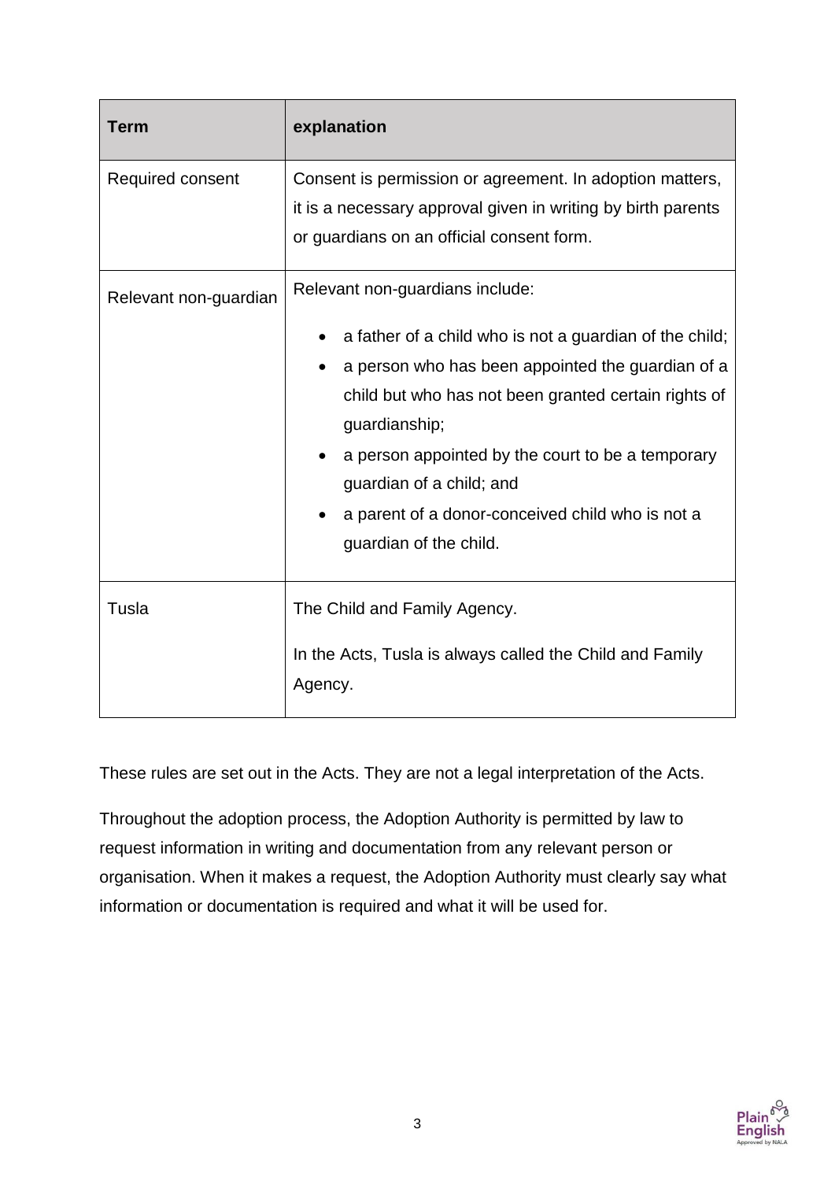| Term | explanation |
|---|---|
| Required consent | Consent is permission or agreement. In adoption matters, it is a necessary approval given in writing by birth parents or guardians on an official consent form. |
| Relevant non-guardian | Relevant non-guardians include: <br>• a father of a child who is not a guardian of the child; <br>• a person who has been appointed the guardian of a child but who has not been granted certain rights of guardianship; <br>• a person appointed by the court to be a temporary guardian of a child; and <br>• a parent of a donor-conceived child who is not a guardian of the child. |
| Tusla | The Child and Family Agency. <br><br>In the Acts, Tusla is always called the Child and Family Agency. |

These rules are set out in the Acts. They are not a legal interpretation of the Acts.

Throughout the adoption process, the Adoption Authority is permitted by law to request information in writing and documentation from any relevant person or organisation. When it makes a request, the Adoption Authority must clearly say what information or documentation is required and what it will be used for.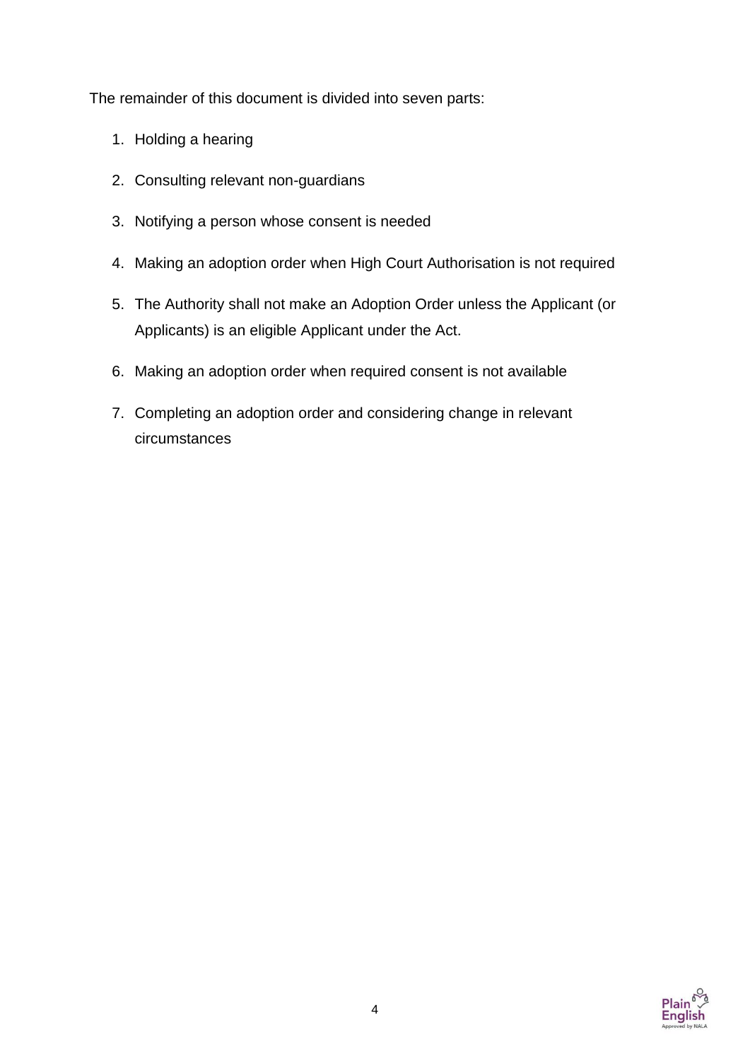The remainder of this document is divided into seven parts:

1. Holding a hearing
2. Consulting relevant non-guardians
3. Notifying a person whose consent is needed
4. Making an adoption order when High Court Authorisation is not required
5. The Authority shall not make an Adoption Order unless the Applicant (or Applicants) is an eligible Applicant under the Act.
6. Making an adoption order when required consent is not available
7. Completing an adoption order and considering change in relevant circumstances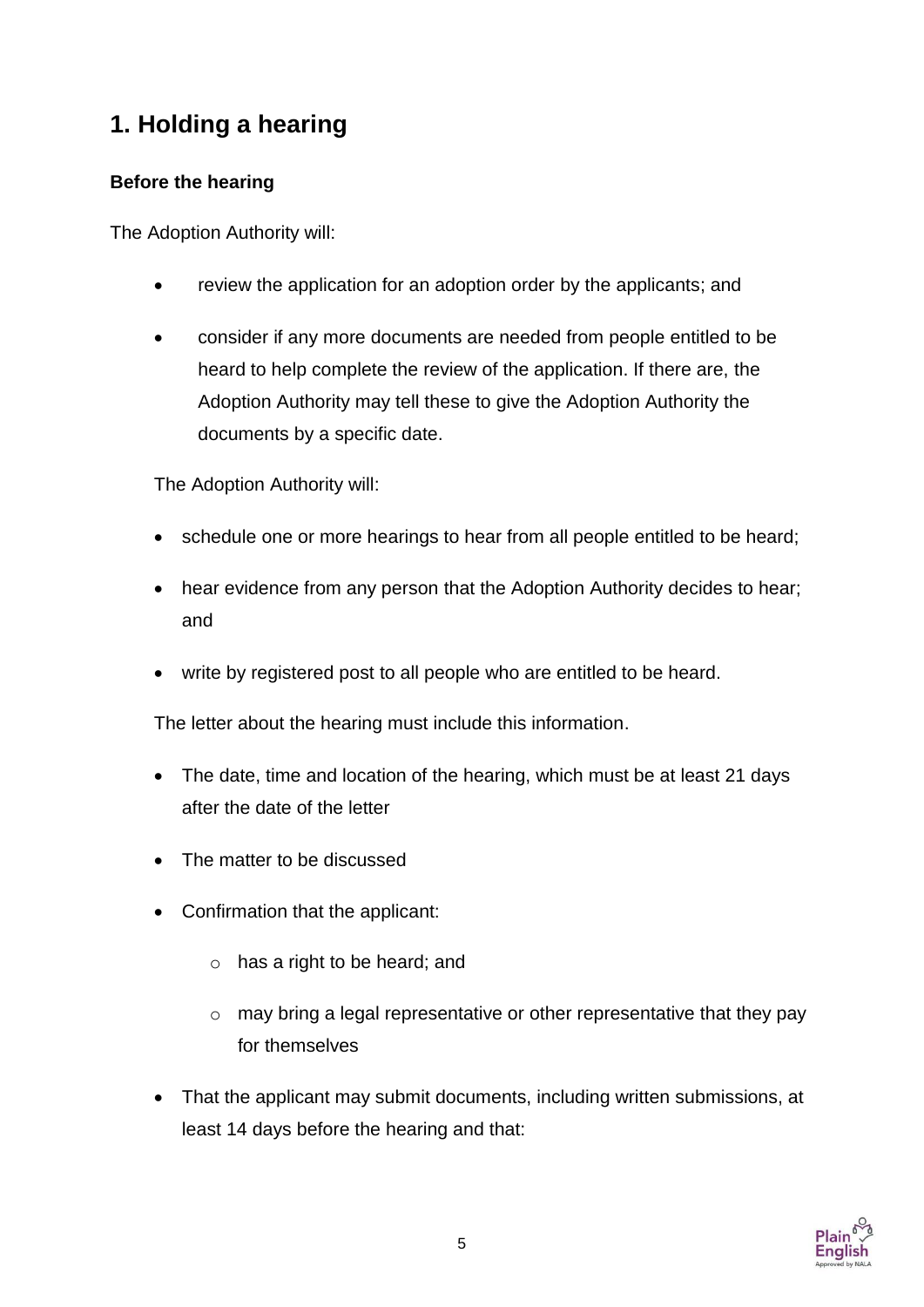## 1. Holding a hearing

### Before the hearing

The Adoption Authority will:

- review the application for an adoption order by the applicants; and
- consider if any more documents are needed from people entitled to be heard to help complete the review of the application. If there are, the Adoption Authority may tell these to give the Adoption Authority the documents by a specific date.

The Adoption Authority will:

- schedule one or more hearings to hear from all people entitled to be heard;
- hear evidence from any person that the Adoption Authority decides to hear; and
- write by registered post to all people who are entitled to be heard.

The letter about the hearing must include this information.

- The date, time and location of the hearing, which must be at least 21 days after the date of the letter
- The matter to be discussed
- Confirmation that the applicant:
  - has a right to be heard; and
  - may bring a legal representative or other representative that they pay for themselves
- That the applicant may submit documents, including written submissions, at least 14 days before the hearing and that: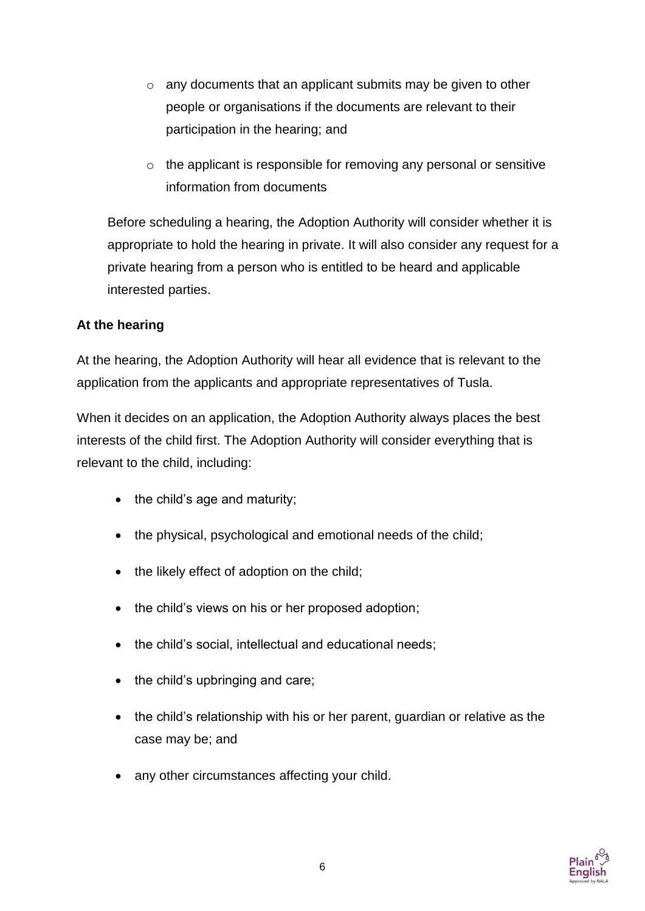- any documents that an applicant submits may be given to other people or organisations if the documents are relevant to their participation in the hearing; and
    - the applicant is responsible for removing any personal or sensitive information from documents

  Before scheduling a hearing, the Adoption Authority will consider whether it is appropriate to hold the hearing in private. It will also consider any request for a private hearing from a person who is entitled to be heard and applicable interested parties.

**At the hearing**

At the hearing, the Adoption Authority will hear all evidence that is relevant to the application from the applicants and appropriate representatives of Tusla.

When it decides on an application, the Adoption Authority always places the best interests of the child first. The Adoption Authority will consider everything that is relevant to the child, including:

- the child's age and maturity;
- the physical, psychological and emotional needs of the child;
- the likely effect of adoption on the child;
- the child's views on his or her proposed adoption;
- the child's social, intellectual and educational needs;
- the child's upbringing and care;
- the child's relationship with his or her parent, guardian or relative as the case may be; and
- any other circumstances affecting your child.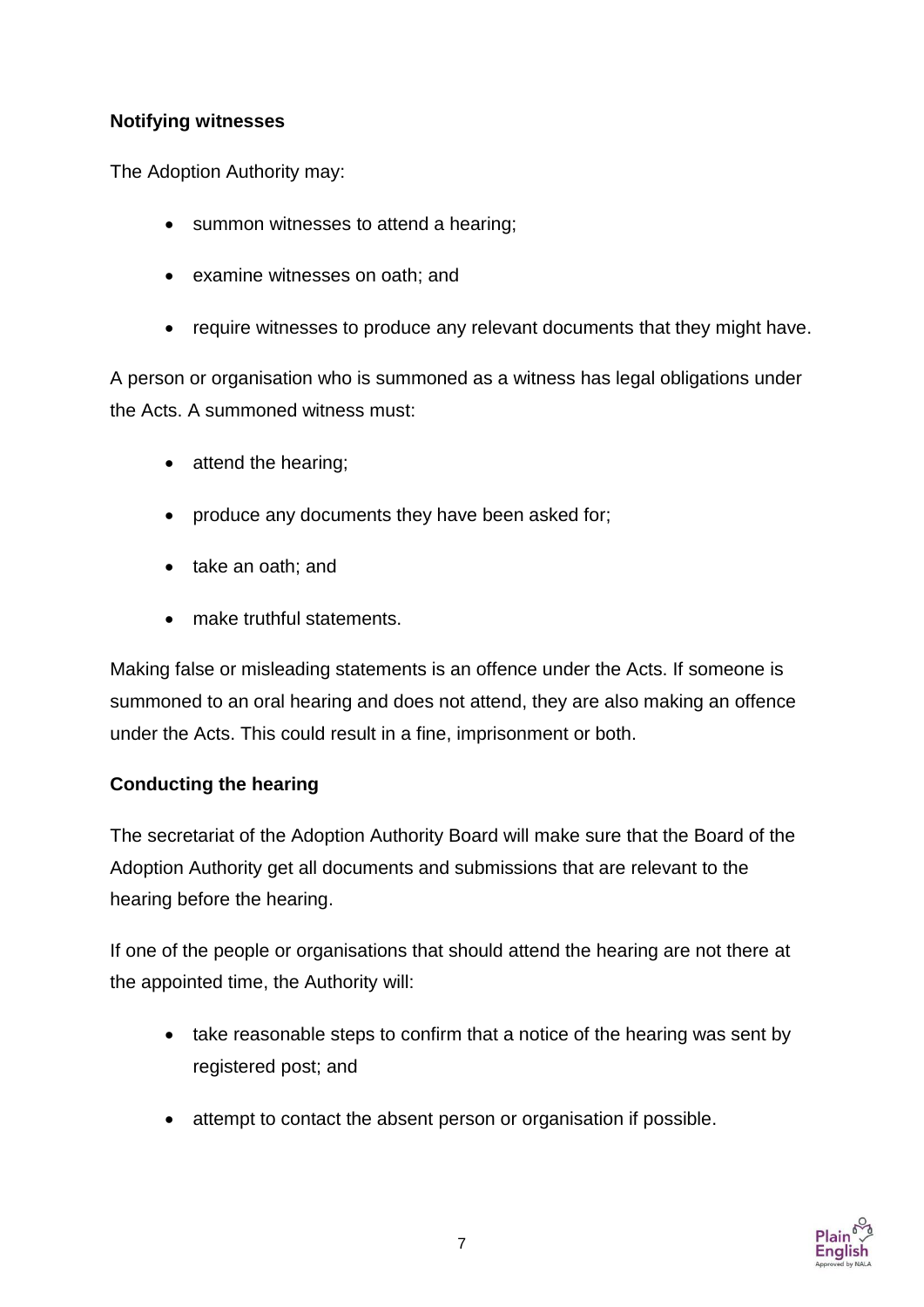**Notifying witnesses**

The Adoption Authority may:

- summon witnesses to attend a hearing;
- examine witnesses on oath; and
- require witnesses to produce any relevant documents that they might have.

A person or organisation who is summoned as a witness has legal obligations under the Acts. A summoned witness must:

- attend the hearing;
- produce any documents they have been asked for;
- take an oath; and
- make truthful statements.

Making false or misleading statements is an offence under the Acts. If someone is summoned to an oral hearing and does not attend, they are also making an offence under the Acts. This could result in a fine, imprisonment or both.

**Conducting the hearing**

The secretariat of the Adoption Authority Board will make sure that the Board of the Adoption Authority get all documents and submissions that are relevant to the hearing before the hearing.

If one of the people or organisations that should attend the hearing are not there at the appointed time, the Authority will:

- take reasonable steps to confirm that a notice of the hearing was sent by registered post; and
- attempt to contact the absent person or organisation if possible.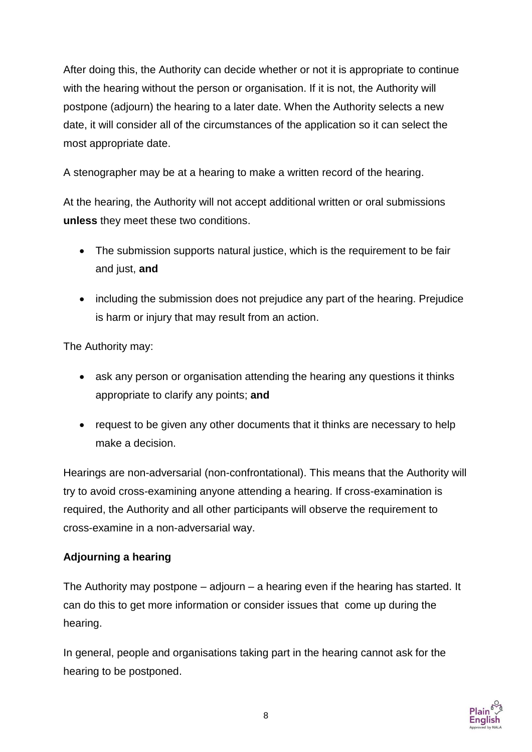After doing this, the Authority can decide whether or not it is appropriate to continue with the hearing without the person or organisation. If it is not, the Authority will postpone (adjourn) the hearing to a later date. When the Authority selects a new date, it will consider all of the circumstances of the application so it can select the most appropriate date.

A stenographer may be at a hearing to make a written record of the hearing.

At the hearing, the Authority will not accept additional written or oral submissions **unless** they meet these two conditions.

- The submission supports natural justice, which is the requirement to be fair and just, **and**
- including the submission does not prejudice any part of the hearing. Prejudice is harm or injury that may result from an action.

The Authority may:

- ask any person or organisation attending the hearing any questions it thinks appropriate to clarify any points; **and**
- request to be given any other documents that it thinks are necessary to help make a decision.

Hearings are non-adversarial (non-confrontational). This means that the Authority will try to avoid cross-examining anyone attending a hearing. If cross-examination is required, the Authority and all other participants will observe the requirement to cross-examine in a non-adversarial way.

**Adjourning a hearing**

The Authority may postpone – adjourn – a hearing even if the hearing has started. It can do this to get more information or consider issues that come up during the hearing.

In general, people and organisations taking part in the hearing cannot ask for the hearing to be postponed.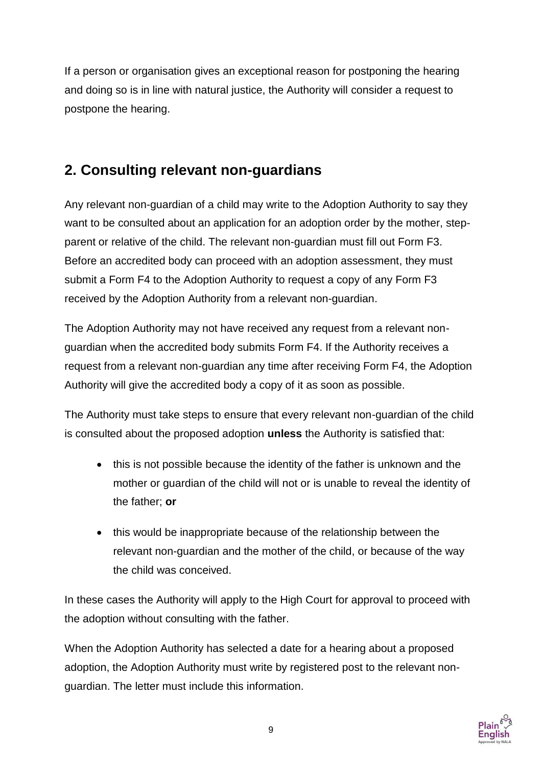If a person or organisation gives an exceptional reason for postponing the hearing and doing so is in line with natural justice, the Authority will consider a request to postpone the hearing.

## 2. Consulting relevant non-guardians

Any relevant non-guardian of a child may write to the Adoption Authority to say they want to be consulted about an application for an adoption order by the mother, step-parent or relative of the child. The relevant non-guardian must fill out Form F3. Before an accredited body can proceed with an adoption assessment, they must submit a Form F4 to the Adoption Authority to request a copy of any Form F3 received by the Adoption Authority from a relevant non-guardian.

The Adoption Authority may not have received any request from a relevant non-guardian when the accredited body submits Form F4. If the Authority receives a request from a relevant non-guardian any time after receiving Form F4, the Adoption Authority will give the accredited body a copy of it as soon as possible.

The Authority must take steps to ensure that every relevant non-guardian of the child is consulted about the proposed adoption **unless** the Authority is satisfied that:

- this is not possible because the identity of the father is unknown and the mother or guardian of the child will not or is unable to reveal the identity of the father; **or**
- this would be inappropriate because of the relationship between the relevant non-guardian and the mother of the child, or because of the way the child was conceived.

In these cases the Authority will apply to the High Court for approval to proceed with the adoption without consulting with the father.

When the Adoption Authority has selected a date for a hearing about a proposed adoption, the Adoption Authority must write by registered post to the relevant non-guardian. The letter must include this information.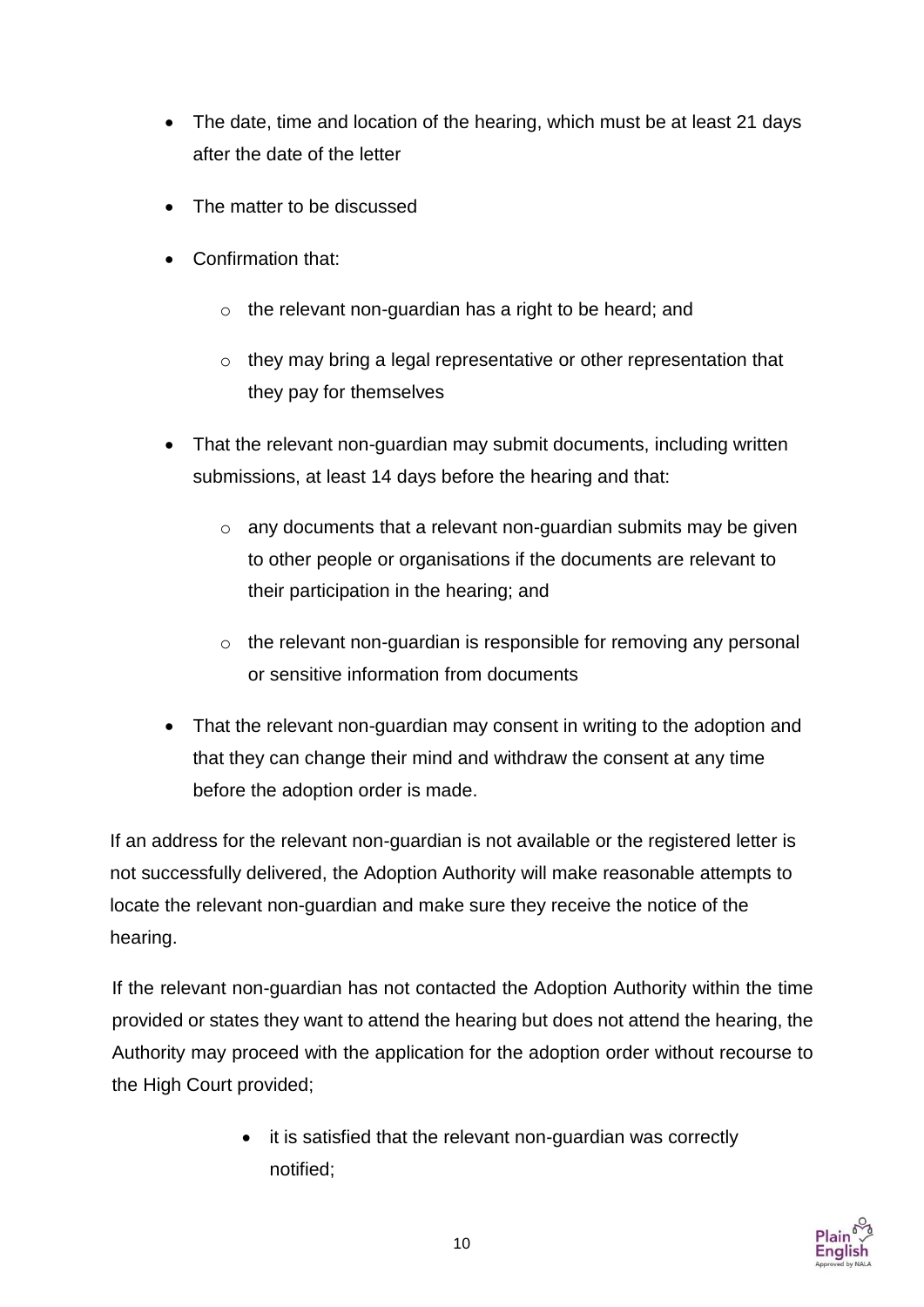- The date, time and location of the hearing, which must be at least 21 days after the date of the letter
- The matter to be discussed
- Confirmation that:
  - the relevant non-guardian has a right to be heard; and
  - they may bring a legal representative or other representation that they pay for themselves
- That the relevant non-guardian may submit documents, including written submissions, at least 14 days before the hearing and that:
  - any documents that a relevant non-guardian submits may be given to other people or organisations if the documents are relevant to their participation in the hearing; and
  - the relevant non-guardian is responsible for removing any personal or sensitive information from documents
- That the relevant non-guardian may consent in writing to the adoption and that they can change their mind and withdraw the consent at any time before the adoption order is made.

If an address for the relevant non-guardian is not available or the registered letter is not successfully delivered, the Adoption Authority will make reasonable attempts to locate the relevant non-guardian and make sure they receive the notice of the hearing.

If the relevant non-guardian has not contacted the Adoption Authority within the time provided or states they want to attend the hearing but does not attend the hearing, the Authority may proceed with the application for the adoption order without recourse to the High Court provided;

- it is satisfied that the relevant non-guardian was correctly notified;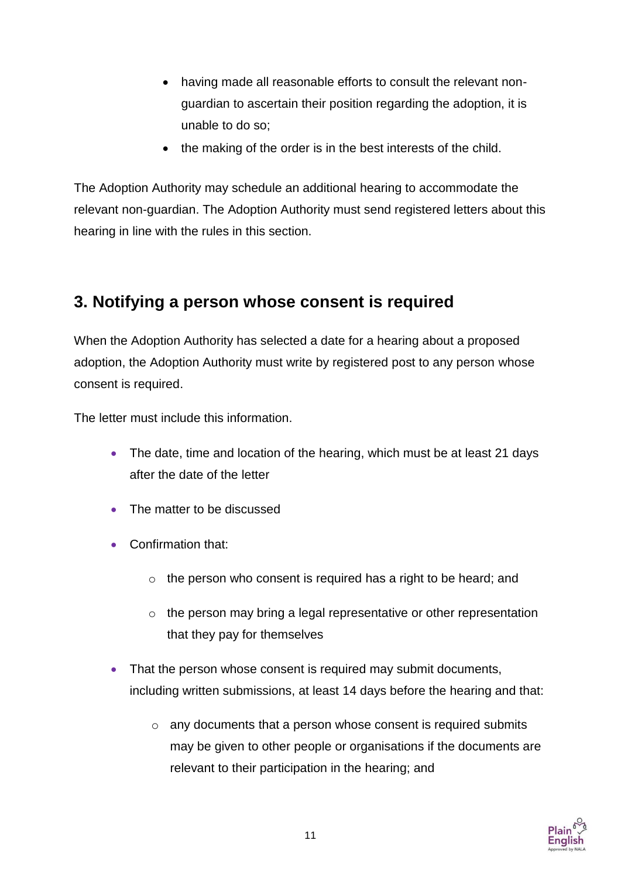- having made all reasonable efforts to consult the relevant non-guardian to ascertain their position regarding the adoption, it is unable to do so;
- the making of the order is in the best interests of the child.

The Adoption Authority may schedule an additional hearing to accommodate the relevant non-guardian. The Adoption Authority must send registered letters about this hearing in line with the rules in this section.

## 3. Notifying a person whose consent is required

When the Adoption Authority has selected a date for a hearing about a proposed adoption, the Adoption Authority must write by registered post to any person whose consent is required.

The letter must include this information.

- The date, time and location of the hearing, which must be at least 21 days after the date of the letter
- The matter to be discussed
- Confirmation that:
  - the person who consent is required has a right to be heard; and
  - the person may bring a legal representative or other representation that they pay for themselves
- That the person whose consent is required may submit documents, including written submissions, at least 14 days before the hearing and that:
  - any documents that a person whose consent is required submits may be given to other people or organisations if the documents are relevant to their participation in the hearing; and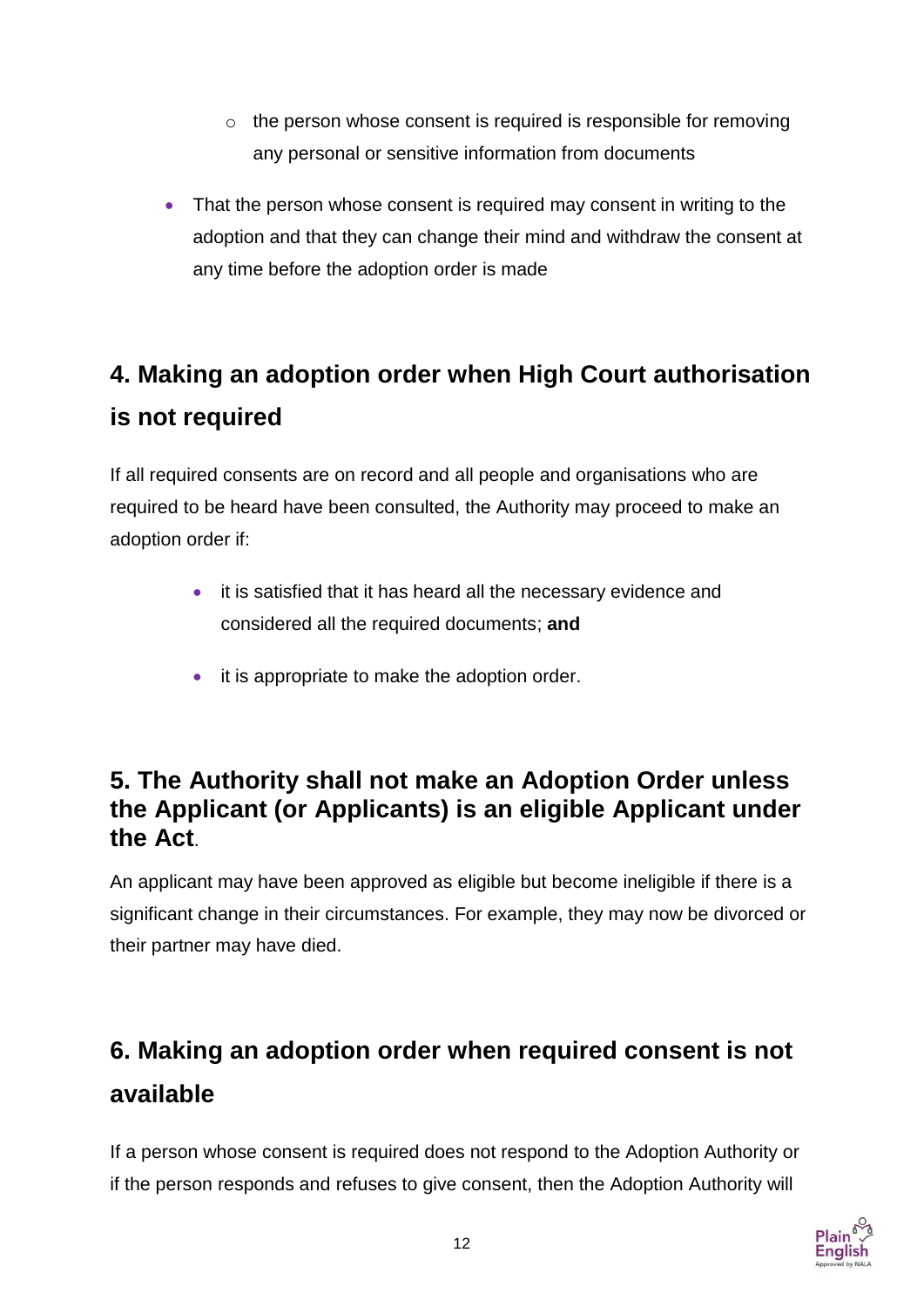- the person whose consent is required is responsible for removing any personal or sensitive information from documents

- That the person whose consent is required may consent in writing to the adoption and that they can change their mind and withdraw the consent at any time before the adoption order is made

## 4. Making an adoption order when High Court authorisation is not required

If all required consents are on record and all people and organisations who are required to be heard have been consulted, the Authority may proceed to make an adoption order if:

- it is satisfied that it has heard all the necessary evidence and considered all the required documents; **and**
- it is appropriate to make the adoption order.

## 5. The Authority shall not make an Adoption Order unless the Applicant (or Applicants) is an eligible Applicant under the Act.

An applicant may have been approved as eligible but become ineligible if there is a significant change in their circumstances. For example, they may now be divorced or their partner may have died.

## 6. Making an adoption order when required consent is not available

If a person whose consent is required does not respond to the Adoption Authority or if the person responds and refuses to give consent, then the Adoption Authority will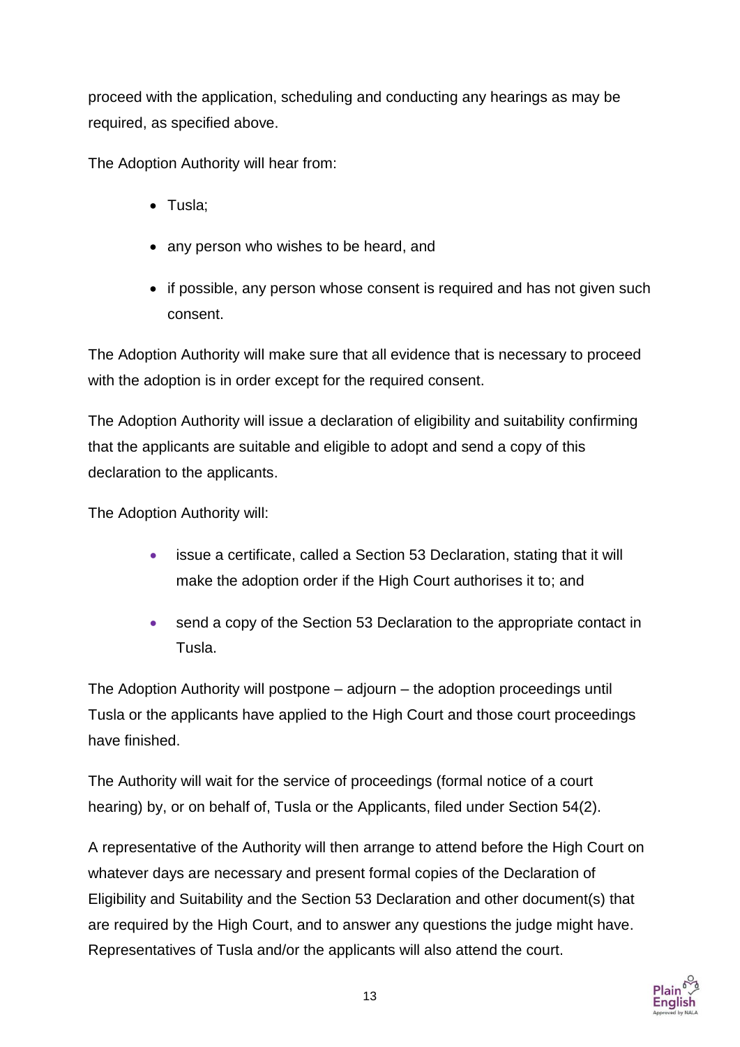proceed with the application, scheduling and conducting any hearings as may be required, as specified above.

The Adoption Authority will hear from:

- Tusla;
- any person who wishes to be heard, and
- if possible, any person whose consent is required and has not given such consent.

The Adoption Authority will make sure that all evidence that is necessary to proceed with the adoption is in order except for the required consent.

The Adoption Authority will issue a declaration of eligibility and suitability confirming that the applicants are suitable and eligible to adopt and send a copy of this declaration to the applicants.

The Adoption Authority will:

- issue a certificate, called a Section 53 Declaration, stating that it will make the adoption order if the High Court authorises it to; and
- send a copy of the Section 53 Declaration to the appropriate contact in Tusla.

The Adoption Authority will postpone – adjourn – the adoption proceedings until Tusla or the applicants have applied to the High Court and those court proceedings have finished.

The Authority will wait for the service of proceedings (formal notice of a court hearing) by, or on behalf of, Tusla or the Applicants, filed under Section 54(2).

A representative of the Authority will then arrange to attend before the High Court on whatever days are necessary and present formal copies of the Declaration of Eligibility and Suitability and the Section 53 Declaration and other document(s) that are required by the High Court, and to answer any questions the judge might have. Representatives of Tusla and/or the applicants will also attend the court.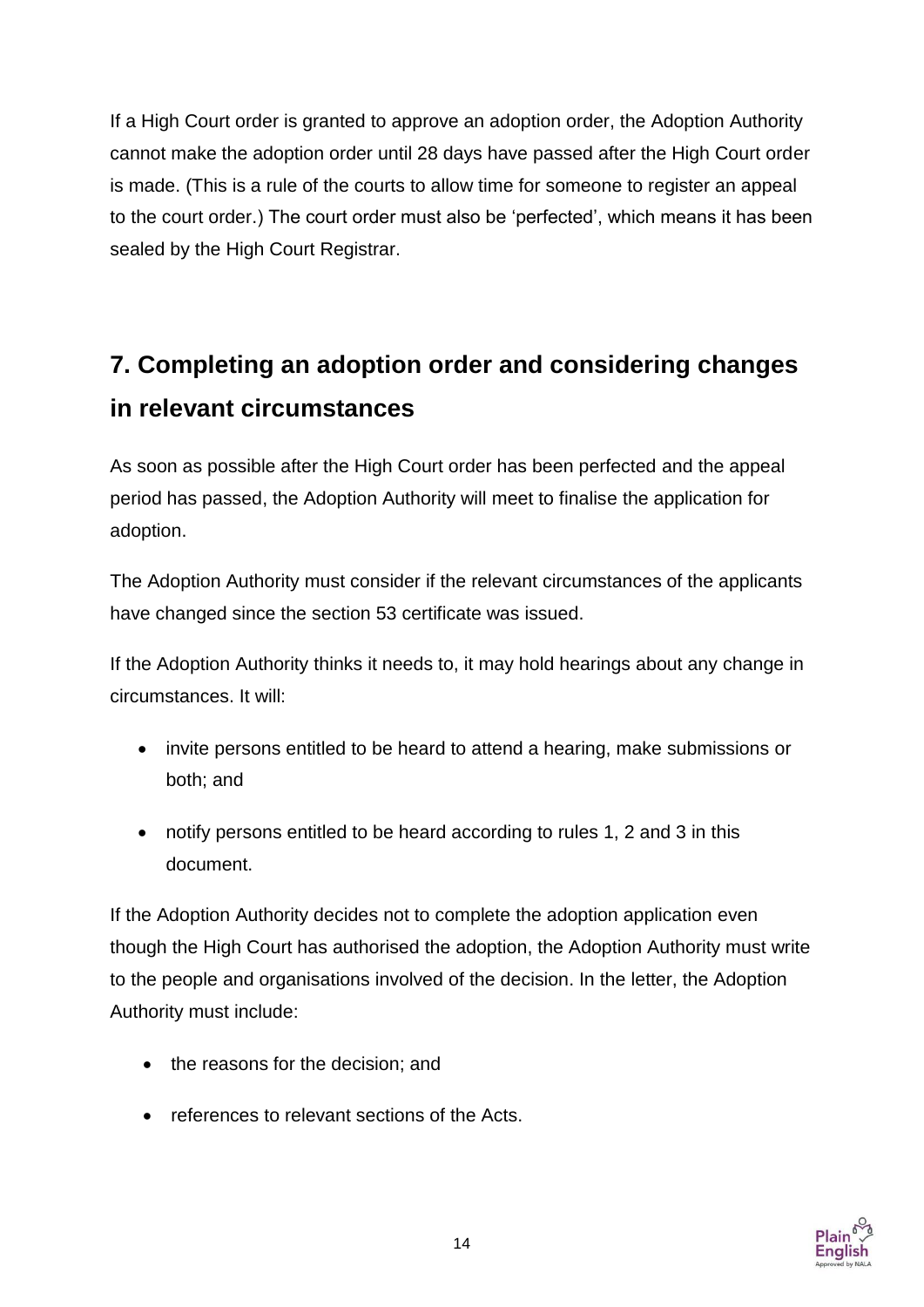If a High Court order is granted to approve an adoption order, the Adoption Authority cannot make the adoption order until 28 days have passed after the High Court order is made. (This is a rule of the courts to allow time for someone to register an appeal to the court order.) The court order must also be 'perfected', which means it has been sealed by the High Court Registrar.

## 7. Completing an adoption order and considering changes in relevant circumstances

As soon as possible after the High Court order has been perfected and the appeal period has passed, the Adoption Authority will meet to finalise the application for adoption.

The Adoption Authority must consider if the relevant circumstances of the applicants have changed since the section 53 certificate was issued.

If the Adoption Authority thinks it needs to, it may hold hearings about any change in circumstances. It will:

- invite persons entitled to be heard to attend a hearing, make submissions or both; and
- notify persons entitled to be heard according to rules 1, 2 and 3 in this document.

If the Adoption Authority decides not to complete the adoption application even though the High Court has authorised the adoption, the Adoption Authority must write to the people and organisations involved of the decision. In the letter, the Adoption Authority must include:

- the reasons for the decision; and
- references to relevant sections of the Acts.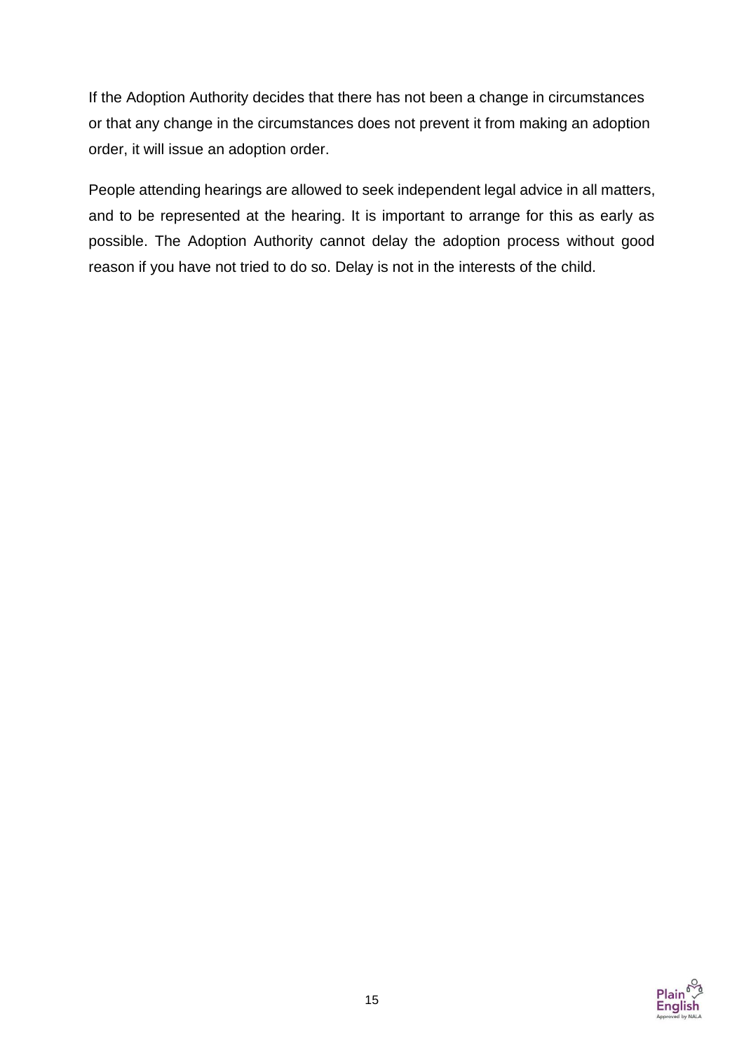If the Adoption Authority decides that there has not been a change in circumstances or that any change in the circumstances does not prevent it from making an adoption order, it will issue an adoption order.

People attending hearings are allowed to seek independent legal advice in all matters, and to be represented at the hearing. It is important to arrange for this as early as possible. The Adoption Authority cannot delay the adoption process without good reason if you have not tried to do so. Delay is not in the interests of the child.